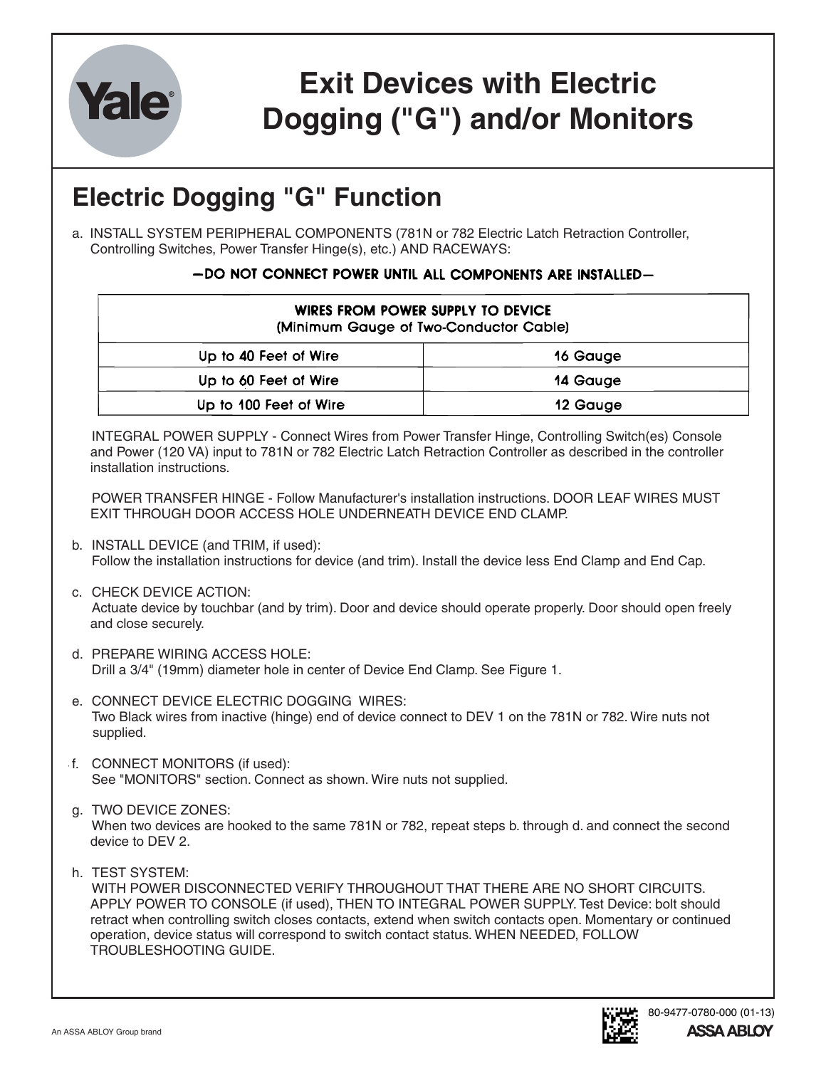# Exit Devices with Electric Dogging ("G") and/or Monitors

## Electric Dogging "G" Function

a. INSTALL SYSTEM PERIPHERAL COMPONENTS (781N or 782 Electric Latch Retraction Controller, Controlling Switches, Power Transfer Hinge(s), etc.) AND RACEWAYS:

**—DO NOT CONNECT POWER UNTIL ALL COMPONENTS ARE INSTALLED—**

| WIRES FROM POWER SUPPLY TO DEVICE (Minimum Gauge of Two-Conductor Cable) | |
|---|---|
| Up to 40 Feet of Wire | 16 Gauge |
| Up to 60 Feet of Wire | 14 Gauge |
| Up to 100 Feet of Wire | 12 Gauge |

INTEGRAL POWER SUPPLY - Connect Wires from Power Transfer Hinge, Controlling Switch(es) Console and Power (120 VA) input to 781N or 782 Electric Latch Retraction Controller as described in the controller installation instructions.

POWER TRANSFER HINGE - Follow Manufacturer's installation instructions. DOOR LEAF WIRES MUST EXIT THROUGH DOOR ACCESS HOLE UNDERNEATH DEVICE END CLAMP.

b. INSTALL DEVICE (and TRIM, if used):
Follow the installation instructions for device (and trim). Install the device less End Clamp and End Cap.

c. CHECK DEVICE ACTION:
Actuate device by touchbar (and by trim). Door and device should operate properly. Door should open freely and close securely.

d. PREPARE WIRING ACCESS HOLE:
Drill a 3/4" (19mm) diameter hole in center of Device End Clamp. See Figure 1.

e. CONNECT DEVICE ELECTRIC DOGGING WIRES:
Two Black wires from inactive (hinge) end of device connect to DEV 1 on the 781N or 782. Wire nuts not supplied.

f. CONNECT MONITORS (if used):
See "MONITORS" section. Connect as shown. Wire nuts not supplied.

g. TWO DEVICE ZONES:
When two devices are hooked to the same 781N or 782, repeat steps b. through d. and connect the second device to DEV 2.

h. TEST SYSTEM:
WITH POWER DISCONNECTED VERIFY THROUGHOUT THAT THERE ARE NO SHORT CIRCUITS. APPLY POWER TO CONSOLE (if used), THEN TO INTEGRAL POWER SUPPLY. Test Device: bolt should retract when controlling switch closes contacts, extend when switch contacts open. Momentary or continued operation, device status will correspond to switch contact status. WHEN NEEDED, FOLLOW TROUBLESHOOTING GUIDE.

80-9477-0780-000 (01-13)

An ASSA ABLOY Group brand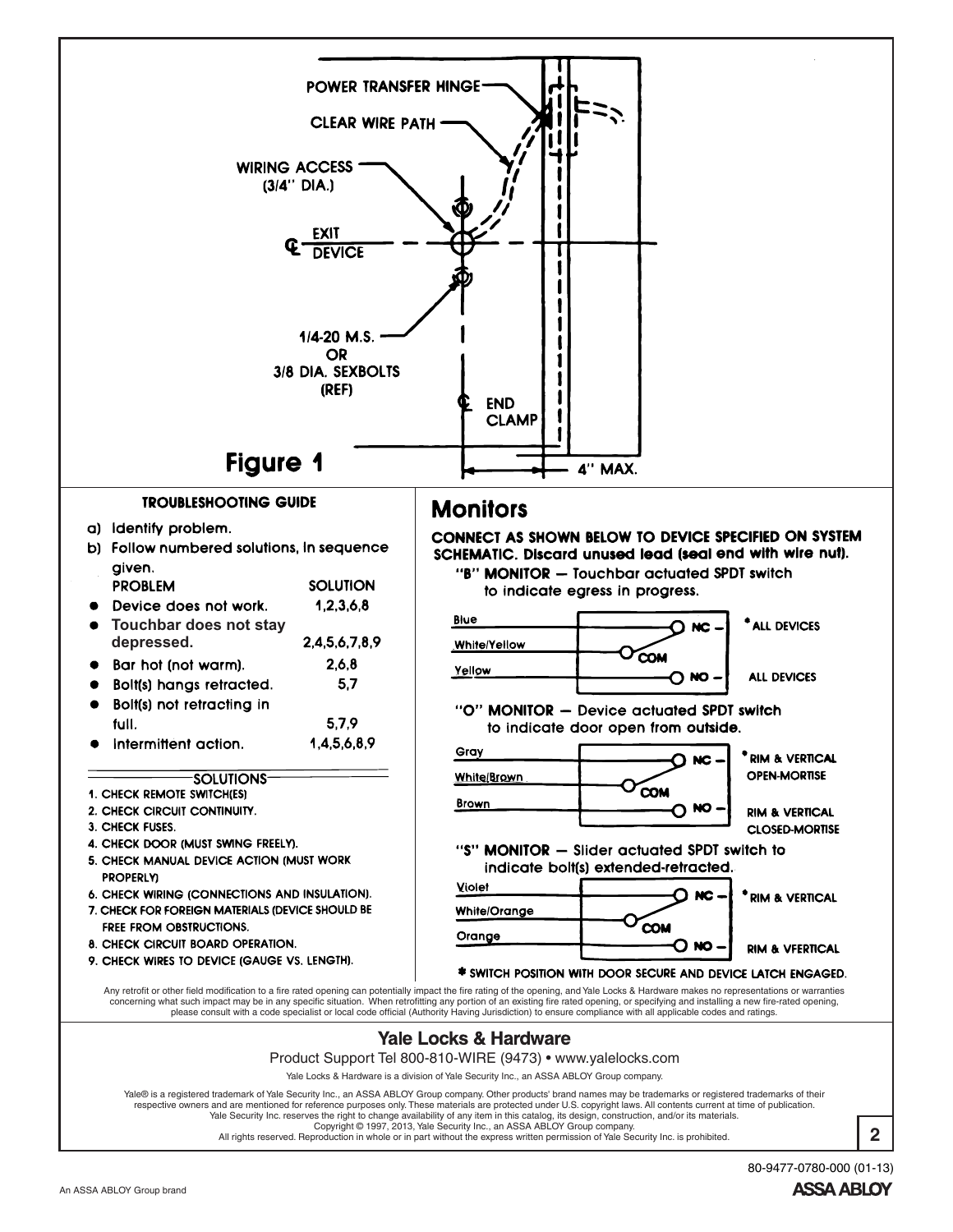POWER TRANSFER HINGE

CLEAR WIRE PATH

WIRING ACCESS (3/4" DIA.)

℄ EXIT DEVICE

1/4-20 M.S. OR 3/8 DIA. SEXBOLTS (REF)

℄ END CLAMP

4" MAX.

**Figure 1**

### TROUBLESHOOTING GUIDE

a) Identify problem.

b) Follow numbered solutions, in sequence given.

| PROBLEM | SOLUTION |
|---|---|
| • Device does not work. | 1,2,3,6,8 |
| • Touchbar does not stay depressed. | 2,4,5,6,7,8,9 |
| • Bar hot (not warm). | 2,6,8 |
| • Bolt(s) hangs retracted. | 5,7 |
| • Bolt(s) not retracting in full. | 5,7,9 |
| • Intermittent action. | 1,4,5,6,8,9 |

#### SOLUTIONS

1. CHECK REMOTE SWITCH(ES)
2. CHECK CIRCUIT CONTINUITY.
3. CHECK FUSES.
4. CHECK DOOR (MUST SWING FREELY).
5. CHECK MANUAL DEVICE ACTION (MUST WORK PROPERLY)
6. CHECK WIRING (CONNECTIONS AND INSULATION).
7. CHECK FOR FOREIGN MATERIALS (DEVICE SHOULD BE FREE FROM OBSTRUCTIONS.
8. CHECK CIRCUIT BOARD OPERATION.
9. CHECK WIRES TO DEVICE (GAUGE VS. LENGTH).

## Monitors

**CONNECT AS SHOWN BELOW TO DEVICE SPECIFIED ON SYSTEM SCHEMATIC. Discard unused lead (seal end with wire nut).**

**"B" MONITOR** — Touchbar actuated SPDT switch to indicate egress in progress.

Blue — NC — * ALL DEVICES
White/Yellow — COM
Yellow — NO — ALL DEVICES

**"O" MONITOR** — Device actuated SPDT switch to indicate door open from outside.

Gray — NC — * RIM & VERTICAL OPEN-MORTISE
White/Brown — COM
Brown — NO — RIM & VERTICAL CLOSED-MORTISE

**"S" MONITOR** — Slider actuated SPDT switch to indicate bolt(s) extended-retracted.

Violet — NC — * RIM & VERTICAL
White/Orange — COM
Orange — NO — RIM & VFERTICAL

* SWITCH POSITION WITH DOOR SECURE AND DEVICE LATCH ENGAGED.

Any retrofit or other field modification to a fire rated opening can potentially impact the fire rating of the opening, and Yale Locks & Hardware makes no representations or warranties concerning what such impact may be in any specific situation. When retrofitting any portion of an existing fire rated opening, or specifying and installing a new fire-rated opening, please consult with a code specialist or local code official (Authority Having Jurisdiction) to ensure compliance with all applicable codes and ratings.

**Yale Locks & Hardware**

Product Support Tel 800-810-WIRE (9473) • www.yalelocks.com

Yale Locks & Hardware is a division of Yale Security Inc., an ASSA ABLOY Group company.

Yale® is a registered trademark of Yale Security Inc., an ASSA ABLOY Group company. Other products' brand names may be trademarks or registered trademarks of their respective owners and are mentioned for reference purposes only. These materials are protected under U.S. copyright laws. All contents current at time of publication. Yale Security Inc. reserves the right to change availability of any item in this catalog, its design, construction, and/or its materials.
Copyright © 1997, 2013, Yale Security Inc., an ASSA ABLOY Group company.
All rights reserved. Reproduction in whole or in part without the express written permission of Yale Security Inc. is prohibited.

80-9477-0780-000 (01-13)

An ASSA ABLOY Group brand

ASSA ABLOY